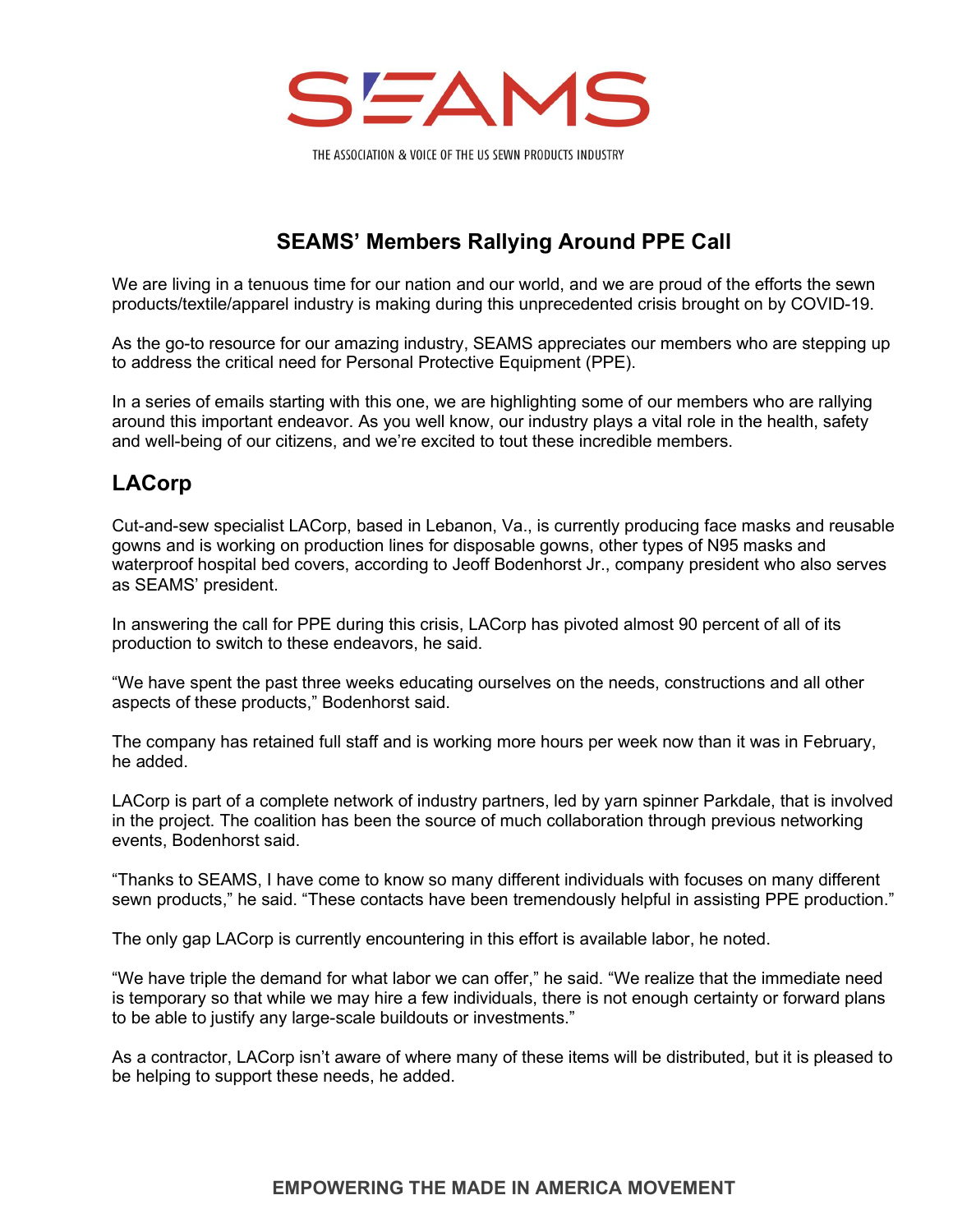SEAMS

THE ASSOCIATION & VOICE OF THE US SEWN PRODUCTS INDUSTRY

# SEAMS' Members Rallying Around PPE Call

We are living in a tenuous time for our nation and our world, and we are proud of the efforts the sewn products/textile/apparel industry is making during this unprecedented crisis brought on by COVID-19.

As the go-to resource for our amazing industry, SEAMS appreciates our members who are stepping up to address the critical need for Personal Protective Equipment (PPE).

In a series of emails starting with this one, we are highlighting some of our members who are rallying around this important endeavor. As you well know, our industry plays a vital role in the health, safety and well-being of our citizens, and we're excited to tout these incredible members.

## LACorp

Cut-and-sew specialist LACorp, based in Lebanon, Va., is currently producing face masks and reusable gowns and is working on production lines for disposable gowns, other types of N95 masks and waterproof hospital bed covers, according to Jeoff Bodenhorst Jr., company president who also serves as SEAMS' president.

In answering the call for PPE during this crisis, LACorp has pivoted almost 90 percent of all of its production to switch to these endeavors, he said.

"We have spent the past three weeks educating ourselves on the needs, constructions and all other aspects of these products," Bodenhorst said.

The company has retained full staff and is working more hours per week now than it was in February, he added.

LACorp is part of a complete network of industry partners, led by yarn spinner Parkdale, that is involved in the project. The coalition has been the source of much collaboration through previous networking events, Bodenhorst said.

"Thanks to SEAMS, I have come to know so many different individuals with focuses on many different sewn products," he said. "These contacts have been tremendously helpful in assisting PPE production."

The only gap LACorp is currently encountering in this effort is available labor, he noted.

"We have triple the demand for what labor we can offer," he said. "We realize that the immediate need is temporary so that while we may hire a few individuals, there is not enough certainty or forward plans to be able to justify any large-scale buildouts or investments."

As a contractor, LACorp isn't aware of where many of these items will be distributed, but it is pleased to be helping to support these needs, he added.

**EMPOWERING THE MADE IN AMERICA MOVEMENT**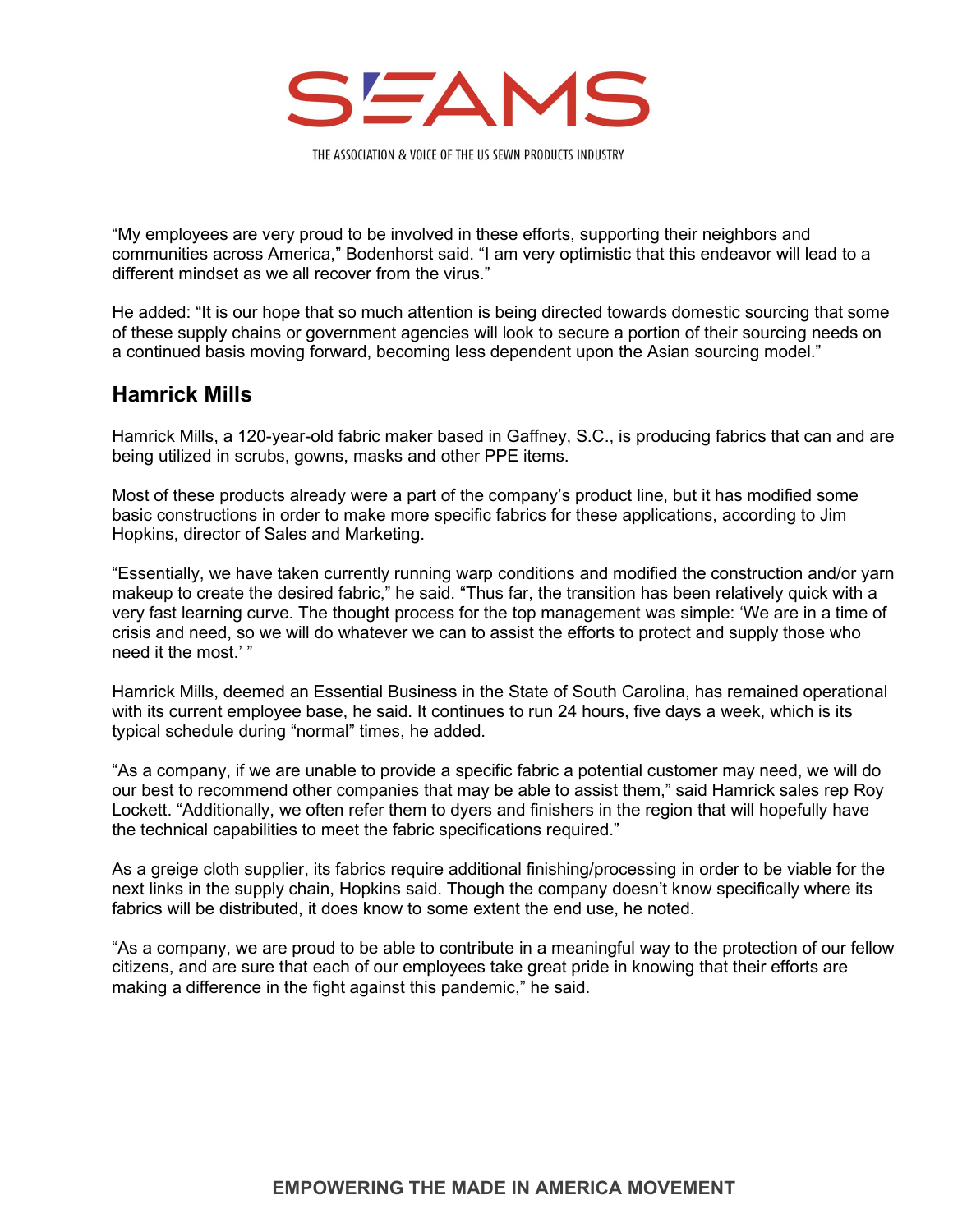"My employees are very proud to be involved in these efforts, supporting their neighbors and communities across America," Bodenhorst said. "I am very optimistic that this endeavor will lead to a different mindset as we all recover from the virus."

He added: "It is our hope that so much attention is being directed towards domestic sourcing that some of these supply chains or government agencies will look to secure a portion of their sourcing needs on a continued basis moving forward, becoming less dependent upon the Asian sourcing model."

## Hamrick Mills

Hamrick Mills, a 120-year-old fabric maker based in Gaffney, S.C., is producing fabrics that can and are being utilized in scrubs, gowns, masks and other PPE items.

Most of these products already were a part of the company's product line, but it has modified some basic constructions in order to make more specific fabrics for these applications, according to Jim Hopkins, director of Sales and Marketing.

"Essentially, we have taken currently running warp conditions and modified the construction and/or yarn makeup to create the desired fabric," he said. "Thus far, the transition has been relatively quick with a very fast learning curve. The thought process for the top management was simple: 'We are in a time of crisis and need, so we will do whatever we can to assist the efforts to protect and supply those who need it the most.' "

Hamrick Mills, deemed an Essential Business in the State of South Carolina, has remained operational with its current employee base, he said. It continues to run 24 hours, five days a week, which is its typical schedule during "normal" times, he added.

"As a company, if we are unable to provide a specific fabric a potential customer may need, we will do our best to recommend other companies that may be able to assist them," said Hamrick sales rep Roy Lockett. "Additionally, we often refer them to dyers and finishers in the region that will hopefully have the technical capabilities to meet the fabric specifications required."

As a greige cloth supplier, its fabrics require additional finishing/processing in order to be viable for the next links in the supply chain, Hopkins said. Though the company doesn't know specifically where its fabrics will be distributed, it does know to some extent the end use, he noted.

"As a company, we are proud to be able to contribute in a meaningful way to the protection of our fellow citizens, and are sure that each of our employees take great pride in knowing that their efforts are making a difference in the fight against this pandemic," he said.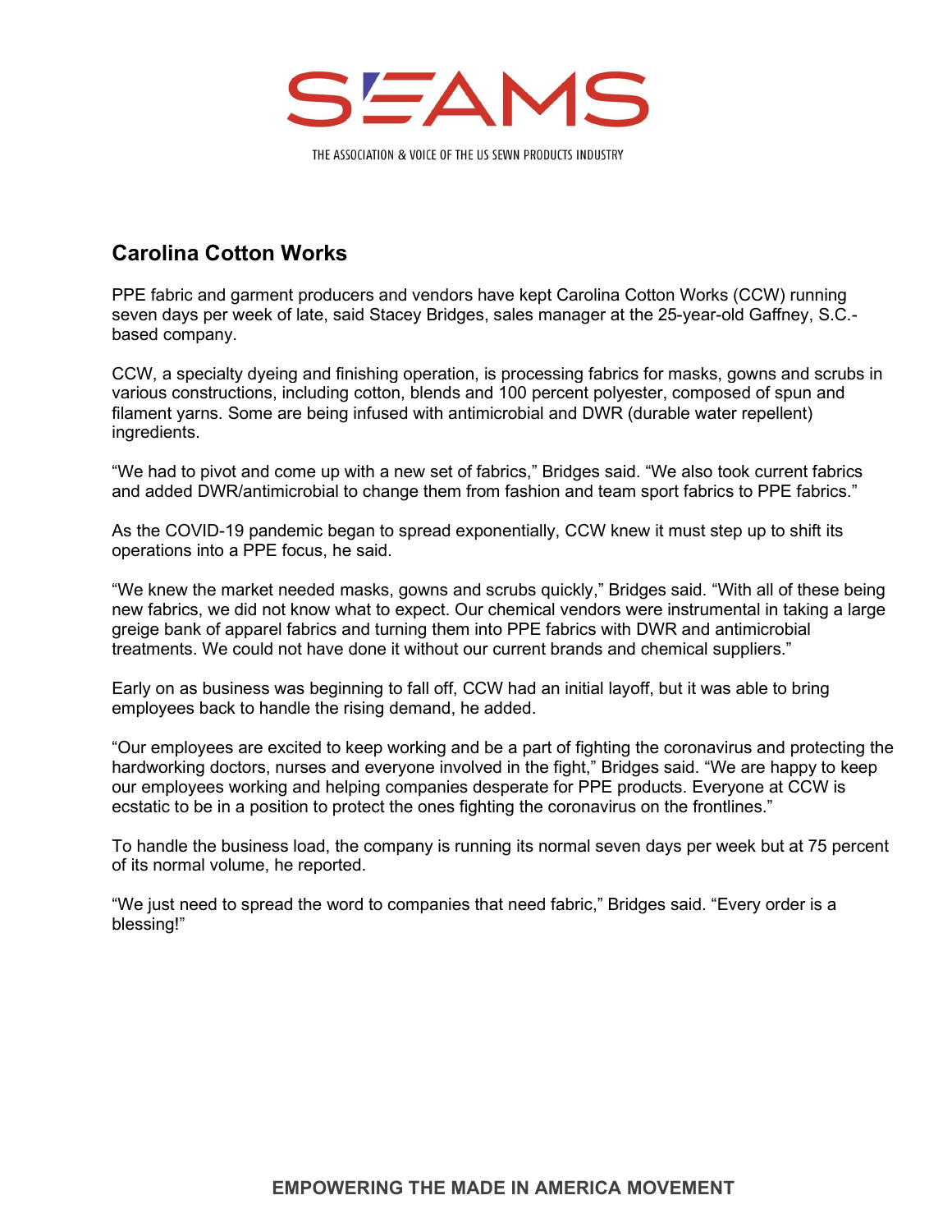## Carolina Cotton Works

PPE fabric and garment producers and vendors have kept Carolina Cotton Works (CCW) running seven days per week of late, said Stacey Bridges, sales manager at the 25-year-old Gaffney, S.C.-based company.

CCW, a specialty dyeing and finishing operation, is processing fabrics for masks, gowns and scrubs in various constructions, including cotton, blends and 100 percent polyester, composed of spun and filament yarns. Some are being infused with antimicrobial and DWR (durable water repellent) ingredients.

“We had to pivot and come up with a new set of fabrics,” Bridges said. “We also took current fabrics and added DWR/antimicrobial to change them from fashion and team sport fabrics to PPE fabrics.”

As the COVID-19 pandemic began to spread exponentially, CCW knew it must step up to shift its operations into a PPE focus, he said.

“We knew the market needed masks, gowns and scrubs quickly,” Bridges said. “With all of these being new fabrics, we did not know what to expect. Our chemical vendors were instrumental in taking a large greige bank of apparel fabrics and turning them into PPE fabrics with DWR and antimicrobial treatments. We could not have done it without our current brands and chemical suppliers.”

Early on as business was beginning to fall off, CCW had an initial layoff, but it was able to bring employees back to handle the rising demand, he added.

“Our employees are excited to keep working and be a part of fighting the coronavirus and protecting the hardworking doctors, nurses and everyone involved in the fight,” Bridges said. “We are happy to keep our employees working and helping companies desperate for PPE products. Everyone at CCW is ecstatic to be in a position to protect the ones fighting the coronavirus on the frontlines.”

To handle the business load, the company is running its normal seven days per week but at 75 percent of its normal volume, he reported.

“We just need to spread the word to companies that need fabric,” Bridges said. “Every order is a blessing!”